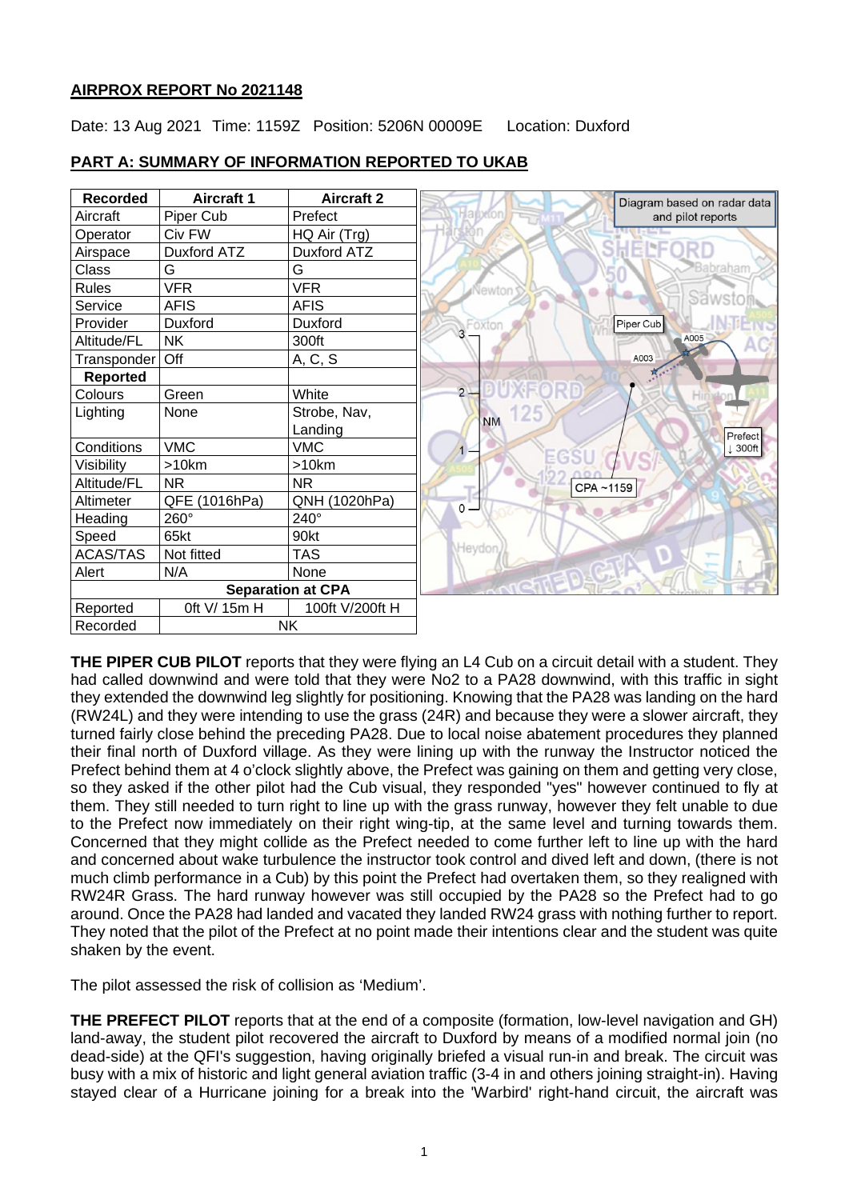**AIRPROX REPORT No 2021148**

Date: 13 Aug 2021 Time: 1159Z Position: 5206N 00009E Location: Duxford

**PART A: SUMMARY OF INFORMATION REPORTED TO UKAB**

| Recorded | Aircraft 1 | Aircraft 2 |
|---|---|---|
| Aircraft | Piper Cub | Prefect |
| Operator | Civ FW | HQ Air (Trg) |
| Airspace | Duxford ATZ | Duxford ATZ |
| Class | G | G |
| Rules | VFR | VFR |
| Service | AFIS | AFIS |
| Provider | Duxford | Duxford |
| Altitude/FL | NK | 300ft |
| Transponder | Off | A, C, S |
| **Reported** | | |
| Colours | Green | White |
| Lighting | None | Strobe, Nav, Landing |
| Conditions | VMC | VMC |
| Visibility | >10km | >10km |
| Altitude/FL | NR | NR |
| Altimeter | QFE (1016hPa) | QNH (1020hPa) |
| Heading | 260° | 240° |
| Speed | 65kt | 90kt |
| ACAS/TAS | Not fitted | TAS |
| Alert | N/A | None |
| **Separation at CPA** | | |
| Reported | 0ft V/ 15m H | 100ft V/200ft H |
| Recorded | NK | |

Diagram based on radar data and pilot reports

**THE PIPER CUB PILOT** reports that they were flying an L4 Cub on a circuit detail with a student. They had called downwind and were told that they were No2 to a PA28 downwind, with this traffic in sight they extended the downwind leg slightly for positioning. Knowing that the PA28 was landing on the hard (RW24L) and they were intending to use the grass (24R) and because they were a slower aircraft, they turned fairly close behind the preceding PA28. Due to local noise abatement procedures they planned their final north of Duxford village. As they were lining up with the runway the Instructor noticed the Prefect behind them at 4 o'clock slightly above, the Prefect was gaining on them and getting very close, so they asked if the other pilot had the Cub visual, they responded "yes" however continued to fly at them. They still needed to turn right to line up with the grass runway, however they felt unable to due to the Prefect now immediately on their right wing-tip, at the same level and turning towards them. Concerned that they might collide as the Prefect needed to come further left to line up with the hard and concerned about wake turbulence the instructor took control and dived left and down, (there is not much climb performance in a Cub) by this point the Prefect had overtaken them, so they realigned with RW24R Grass. The hard runway however was still occupied by the PA28 so the Prefect had to go around. Once the PA28 had landed and vacated they landed RW24 grass with nothing further to report. They noted that the pilot of the Prefect at no point made their intentions clear and the student was quite shaken by the event.

The pilot assessed the risk of collision as 'Medium'.

**THE PREFECT PILOT** reports that at the end of a composite (formation, low-level navigation and GH) land-away, the student pilot recovered the aircraft to Duxford by means of a modified normal join (no dead-side) at the QFI's suggestion, having originally briefed a visual run-in and break. The circuit was busy with a mix of historic and light general aviation traffic (3-4 in and others joining straight-in). Having stayed clear of a Hurricane joining for a break into the 'Warbird' right-hand circuit, the aircraft was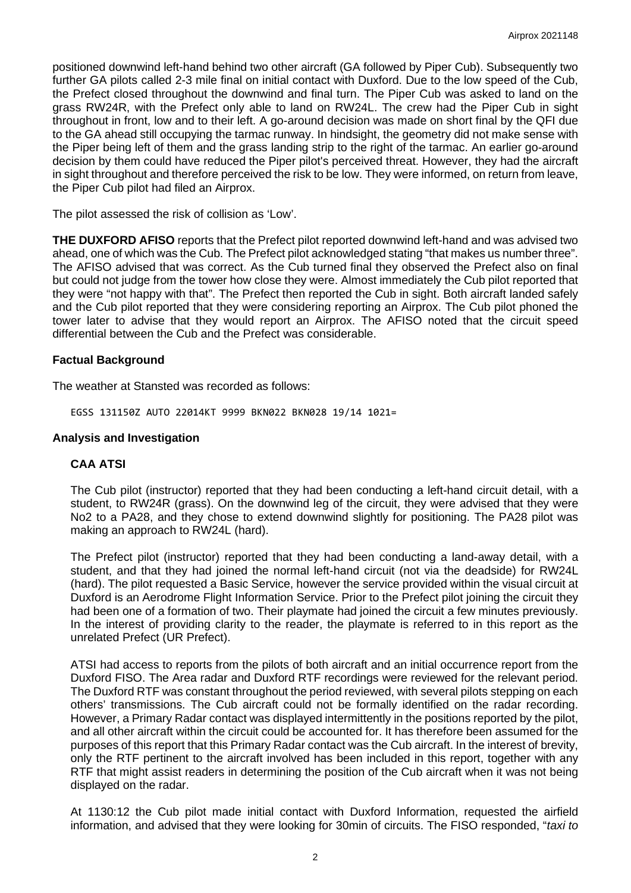positioned downwind left-hand behind two other aircraft (GA followed by Piper Cub). Subsequently two further GA pilots called 2-3 mile final on initial contact with Duxford. Due to the low speed of the Cub, the Prefect closed throughout the downwind and final turn. The Piper Cub was asked to land on the grass RW24R, with the Prefect only able to land on RW24L. The crew had the Piper Cub in sight throughout in front, low and to their left. A go-around decision was made on short final by the QFI due to the GA ahead still occupying the tarmac runway. In hindsight, the geometry did not make sense with the Piper being left of them and the grass landing strip to the right of the tarmac. An earlier go-around decision by them could have reduced the Piper pilot's perceived threat. However, they had the aircraft in sight throughout and therefore perceived the risk to be low. They were informed, on return from leave, the Piper Cub pilot had filed an Airprox.

The pilot assessed the risk of collision as 'Low'.

**THE DUXFORD AFISO** reports that the Prefect pilot reported downwind left-hand and was advised two ahead, one of which was the Cub. The Prefect pilot acknowledged stating "that makes us number three". The AFISO advised that was correct. As the Cub turned final they observed the Prefect also on final but could not judge from the tower how close they were. Almost immediately the Cub pilot reported that they were "not happy with that". The Prefect then reported the Cub in sight. Both aircraft landed safely and the Cub pilot reported that they were considering reporting an Airprox. The Cub pilot phoned the tower later to advise that they would report an Airprox. The AFISO noted that the circuit speed differential between the Cub and the Prefect was considerable.

### Factual Background

The weather at Stansted was recorded as follows:

```
EGSS 131150Z AUTO 22014KT 9999 BKN022 BKN028 19/14 1021=
```

### Analysis and Investigation

#### CAA ATSI

The Cub pilot (instructor) reported that they had been conducting a left-hand circuit detail, with a student, to RW24R (grass). On the downwind leg of the circuit, they were advised that they were No2 to a PA28, and they chose to extend downwind slightly for positioning. The PA28 pilot was making an approach to RW24L (hard).

The Prefect pilot (instructor) reported that they had been conducting a land-away detail, with a student, and that they had joined the normal left-hand circuit (not via the deadside) for RW24L (hard). The pilot requested a Basic Service, however the service provided within the visual circuit at Duxford is an Aerodrome Flight Information Service. Prior to the Prefect pilot joining the circuit they had been one of a formation of two. Their playmate had joined the circuit a few minutes previously. In the interest of providing clarity to the reader, the playmate is referred to in this report as the unrelated Prefect (UR Prefect).

ATSI had access to reports from the pilots of both aircraft and an initial occurrence report from the Duxford FISO. The Area radar and Duxford RTF recordings were reviewed for the relevant period. The Duxford RTF was constant throughout the period reviewed, with several pilots stepping on each others' transmissions. The Cub aircraft could not be formally identified on the radar recording. However, a Primary Radar contact was displayed intermittently in the positions reported by the pilot, and all other aircraft within the circuit could be accounted for. It has therefore been assumed for the purposes of this report that this Primary Radar contact was the Cub aircraft. In the interest of brevity, only the RTF pertinent to the aircraft involved has been included in this report, together with any RTF that might assist readers in determining the position of the Cub aircraft when it was not being displayed on the radar.

At 1130:12 the Cub pilot made initial contact with Duxford Information, requested the airfield information, and advised that they were looking for 30min of circuits. The FISO responded, "*taxi to*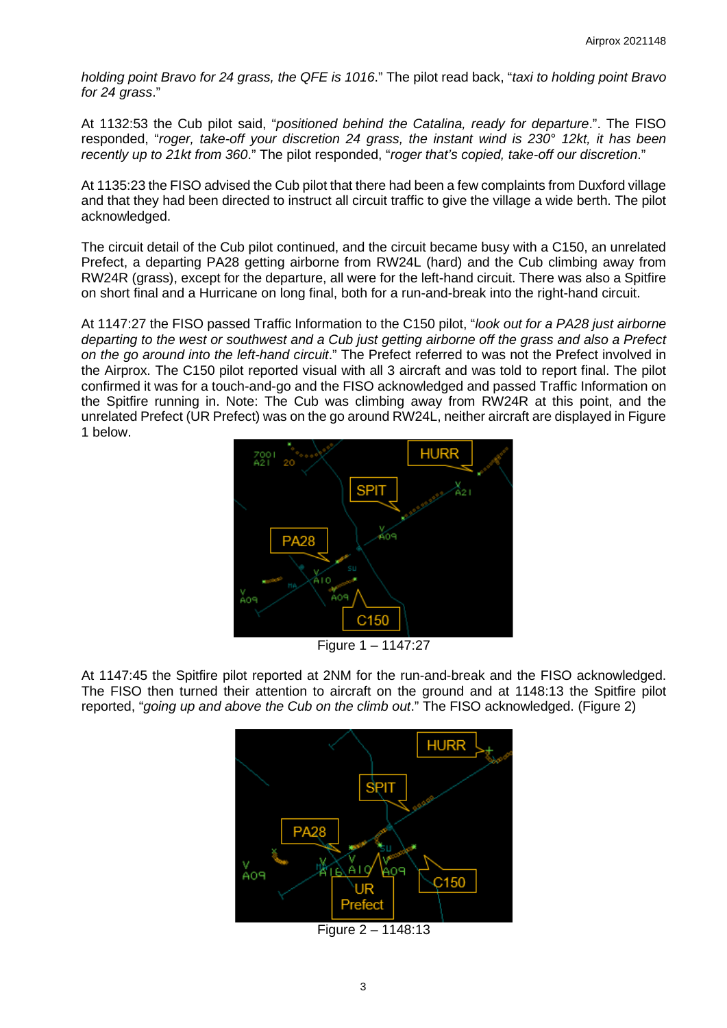*holding point Bravo for 24 grass, the QFE is 1016*." The pilot read back, "*taxi to holding point Bravo for 24 grass*."

At 1132:53 the Cub pilot said, "*positioned behind the Catalina, ready for departure*.". The FISO responded, "*roger, take-off your discretion 24 grass, the instant wind is 230° 12kt, it has been recently up to 21kt from 360*." The pilot responded, "*roger that's copied, take-off our discretion*."

At 1135:23 the FISO advised the Cub pilot that there had been a few complaints from Duxford village and that they had been directed to instruct all circuit traffic to give the village a wide berth. The pilot acknowledged.

The circuit detail of the Cub pilot continued, and the circuit became busy with a C150, an unrelated Prefect, a departing PA28 getting airborne from RW24L (hard) and the Cub climbing away from RW24R (grass), except for the departure, all were for the left-hand circuit. There was also a Spitfire on short final and a Hurricane on long final, both for a run-and-break into the right-hand circuit.

At 1147:27 the FISO passed Traffic Information to the C150 pilot, "*look out for a PA28 just airborne departing to the west or southwest and a Cub just getting airborne off the grass and also a Prefect on the go around into the left-hand circuit*." The Prefect referred to was not the Prefect involved in the Airprox. The C150 pilot reported visual with all 3 aircraft and was told to report final. The pilot confirmed it was for a touch-and-go and the FISO acknowledged and passed Traffic Information on the Spitfire running in. Note: The Cub was climbing away from RW24R at this point, and the unrelated Prefect (UR Prefect) was on the go around RW24L, neither aircraft are displayed in Figure 1 below.

Figure 1 – 1147:27

At 1147:45 the Spitfire pilot reported at 2NM for the run-and-break and the FISO acknowledged. The FISO then turned their attention to aircraft on the ground and at 1148:13 the Spitfire pilot reported, "*going up and above the Cub on the climb out*." The FISO acknowledged. (Figure 2)

Figure 2 – 1148:13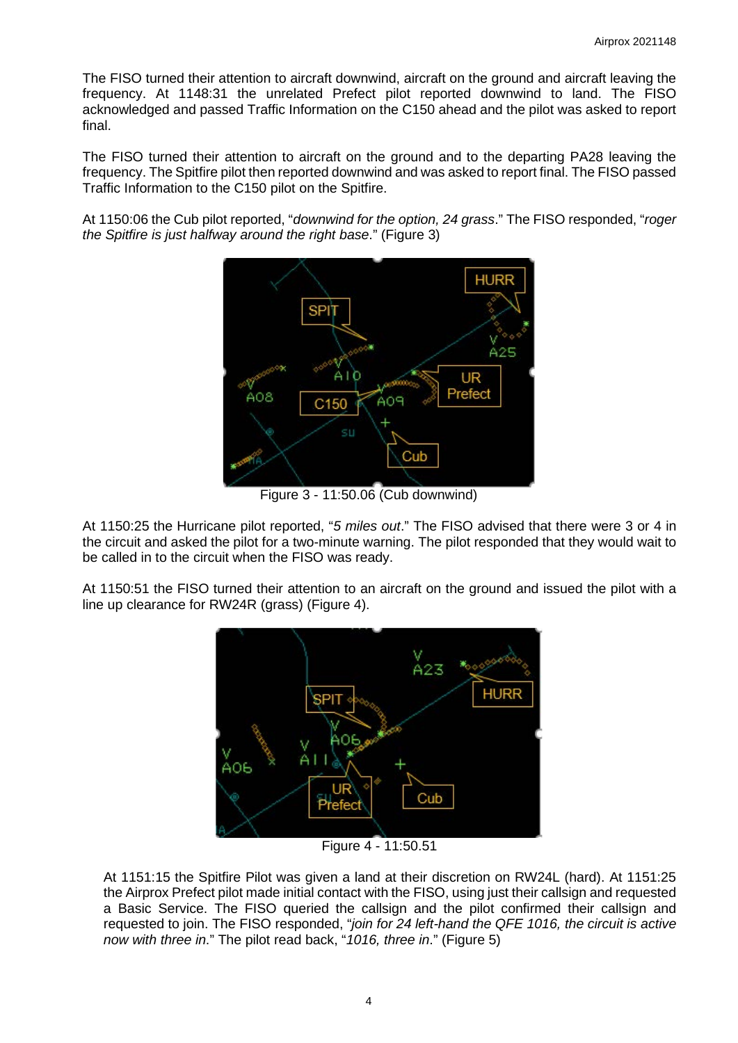The FISO turned their attention to aircraft downwind, aircraft on the ground and aircraft leaving the frequency. At 1148:31 the unrelated Prefect pilot reported downwind to land. The FISO acknowledged and passed Traffic Information on the C150 ahead and the pilot was asked to report final.

The FISO turned their attention to aircraft on the ground and to the departing PA28 leaving the frequency. The Spitfire pilot then reported downwind and was asked to report final. The FISO passed Traffic Information to the C150 pilot on the Spitfire.

At 1150:06 the Cub pilot reported, "*downwind for the option, 24 grass*." The FISO responded, "*roger the Spitfire is just halfway around the right base*." (Figure 3)

Figure 3 - 11:50.06 (Cub downwind)

At 1150:25 the Hurricane pilot reported, "*5 miles out*." The FISO advised that there were 3 or 4 in the circuit and asked the pilot for a two-minute warning. The pilot responded that they would wait to be called in to the circuit when the FISO was ready.

At 1150:51 the FISO turned their attention to an aircraft on the ground and issued the pilot with a line up clearance for RW24R (grass) (Figure 4).

Figure 4 - 11:50.51

At 1151:15 the Spitfire Pilot was given a land at their discretion on RW24L (hard). At 1151:25 the Airprox Prefect pilot made initial contact with the FISO, using just their callsign and requested a Basic Service. The FISO queried the callsign and the pilot confirmed their callsign and requested to join. The FISO responded, "*join for 24 left-hand the QFE 1016, the circuit is active now with three in*." The pilot read back, "*1016, three in*." (Figure 5)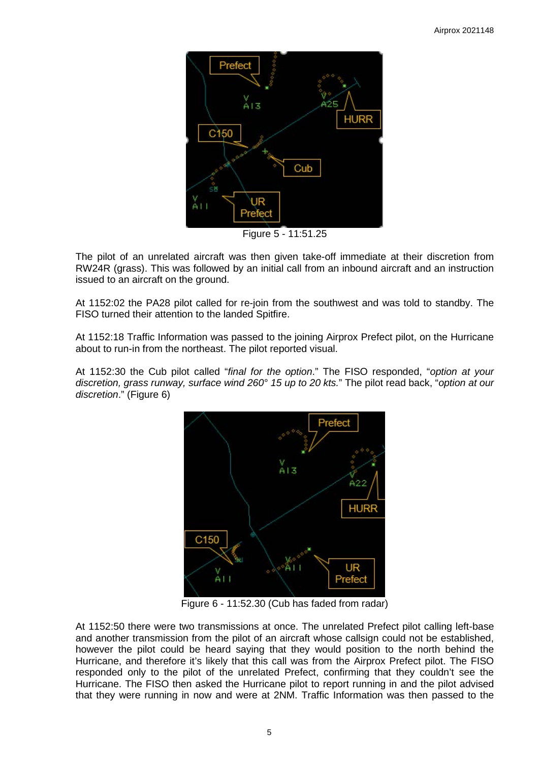Figure 5 - 11:51.25

The pilot of an unrelated aircraft was then given take-off immediate at their discretion from RW24R (grass). This was followed by an initial call from an inbound aircraft and an instruction issued to an aircraft on the ground.

At 1152:02 the PA28 pilot called for re-join from the southwest and was told to standby. The FISO turned their attention to the landed Spitfire.

At 1152:18 Traffic Information was passed to the joining Airprox Prefect pilot, on the Hurricane about to run-in from the northeast. The pilot reported visual.

At 1152:30 the Cub pilot called "*final for the option*." The FISO responded, "*option at your discretion, grass runway, surface wind 260° 15 up to 20 kts.*" The pilot read back, "*option at our discretion*." (Figure 6)

Figure 6 - 11:52.30 (Cub has faded from radar)

At 1152:50 there were two transmissions at once. The unrelated Prefect pilot calling left-base and another transmission from the pilot of an aircraft whose callsign could not be established, however the pilot could be heard saying that they would position to the north behind the Hurricane, and therefore it's likely that this call was from the Airprox Prefect pilot. The FISO responded only to the pilot of the unrelated Prefect, confirming that they couldn't see the Hurricane. The FISO then asked the Hurricane pilot to report running in and the pilot advised that they were running in now and were at 2NM. Traffic Information was then passed to the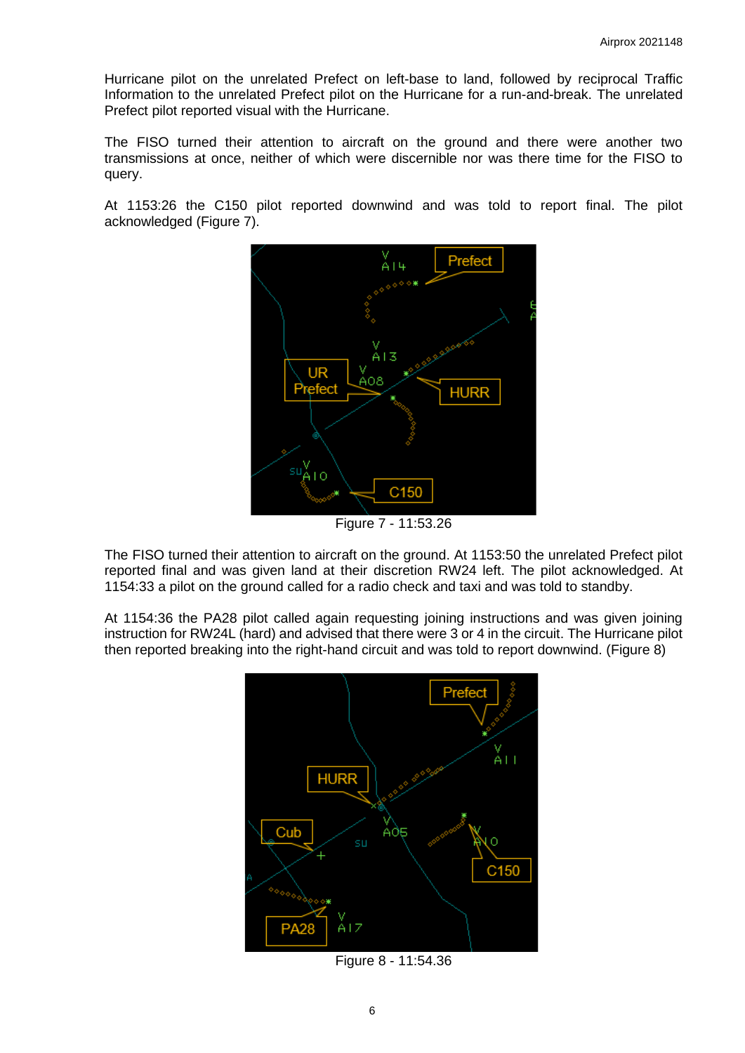Hurricane pilot on the unrelated Prefect on left-base to land, followed by reciprocal Traffic Information to the unrelated Prefect pilot on the Hurricane for a run-and-break. The unrelated Prefect pilot reported visual with the Hurricane.

The FISO turned their attention to aircraft on the ground and there were another two transmissions at once, neither of which were discernible nor was there time for the FISO to query.

At 1153:26 the C150 pilot reported downwind and was told to report final. The pilot acknowledged (Figure 7).

Figure 7 - 11:53.26

The FISO turned their attention to aircraft on the ground. At 1153:50 the unrelated Prefect pilot reported final and was given land at their discretion RW24 left. The pilot acknowledged. At 1154:33 a pilot on the ground called for a radio check and taxi and was told to standby.

At 1154:36 the PA28 pilot called again requesting joining instructions and was given joining instruction for RW24L (hard) and advised that there were 3 or 4 in the circuit. The PA28 pilot then reported breaking into the right-hand circuit and was told to report downwind. (Figure 8)

Figure 8 - 11:54.36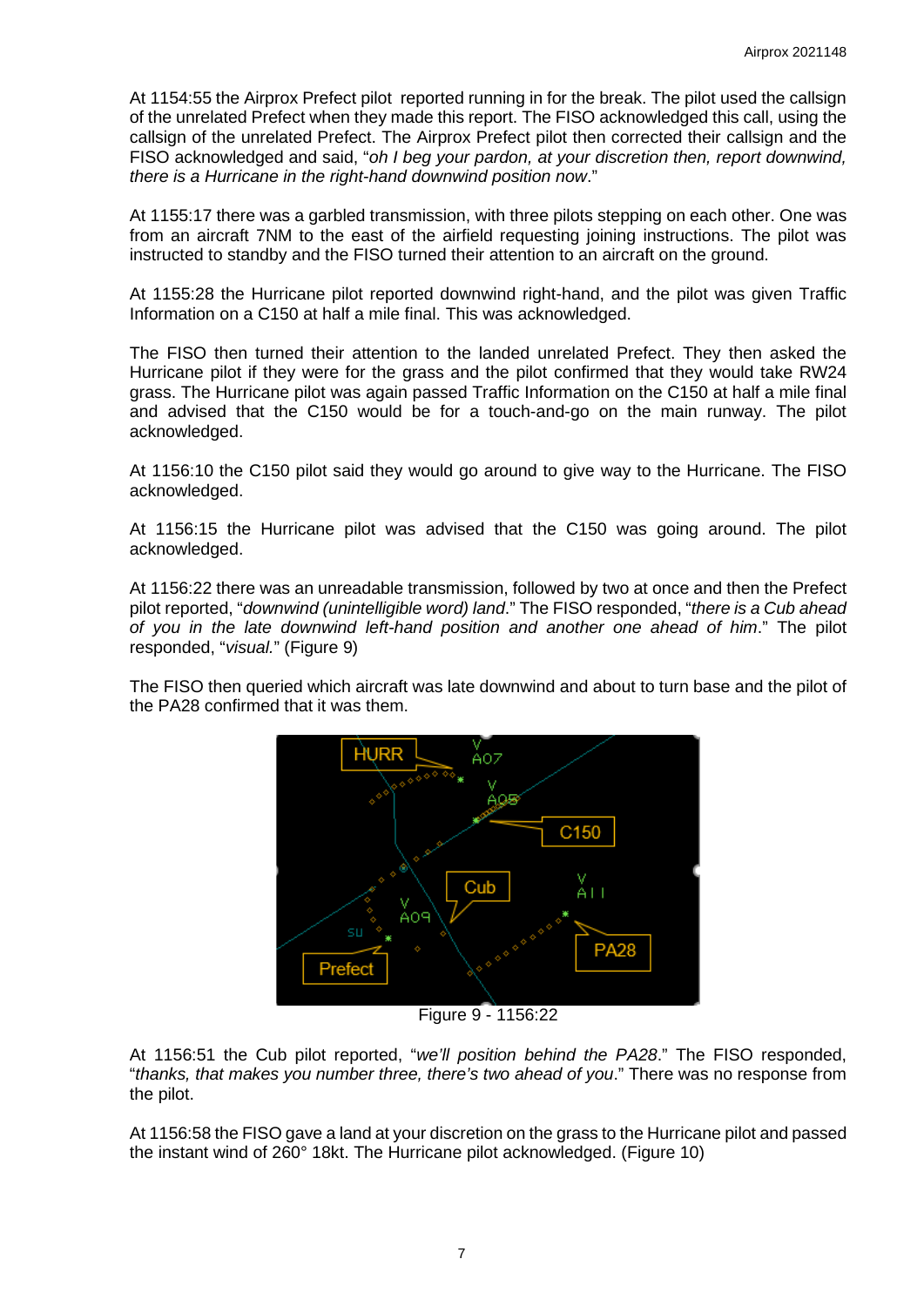At 1154:55 the Airprox Prefect pilot reported running in for the break. The pilot used the callsign of the unrelated Prefect when they made this report. The FISO acknowledged this call, using the callsign of the unrelated Prefect. The Airprox Prefect pilot then corrected their callsign and the FISO acknowledged and said, "*oh I beg your pardon, at your discretion then, report downwind, there is a Hurricane in the right-hand downwind position now*."

At 1155:17 there was a garbled transmission, with three pilots stepping on each other. One was from an aircraft 7NM to the east of the airfield requesting joining instructions. The pilot was instructed to standby and the FISO turned their attention to an aircraft on the ground.

At 1155:28 the Hurricane pilot reported downwind right-hand, and the pilot was given Traffic Information on a C150 at half a mile final. This was acknowledged.

The FISO then turned their attention to the landed unrelated Prefect. They then asked the Hurricane pilot if they were for the grass and the pilot confirmed that they would take RW24 grass. The Hurricane pilot was again passed Traffic Information on the C150 at half a mile final and advised that the C150 would be for a touch-and-go on the main runway. The pilot acknowledged.

At 1156:10 the C150 pilot said they would go around to give way to the Hurricane. The FISO acknowledged.

At 1156:15 the Hurricane pilot was advised that the C150 was going around. The pilot acknowledged.

At 1156:22 there was an unreadable transmission, followed by two at once and then the Prefect pilot reported, "*downwind (unintelligible word) land*." The FISO responded, "*there is a Cub ahead of you in the late downwind left-hand position and another one ahead of him*." The pilot responded, "*visual.*" (Figure 9)

The FISO then queried which aircraft was late downwind and about to turn base and the pilot of the PA28 confirmed that it was them.

Figure 9 - 1156:22

At 1156:51 the Cub pilot reported, "*we'll position behind the PA28*." The FISO responded, "*thanks, that makes you number three, there's two ahead of you*." There was no response from the pilot.

At 1156:58 the FISO gave a land at your discretion on the grass to the Hurricane pilot and passed the instant wind of 260° 18kt. The Hurricane pilot acknowledged. (Figure 10)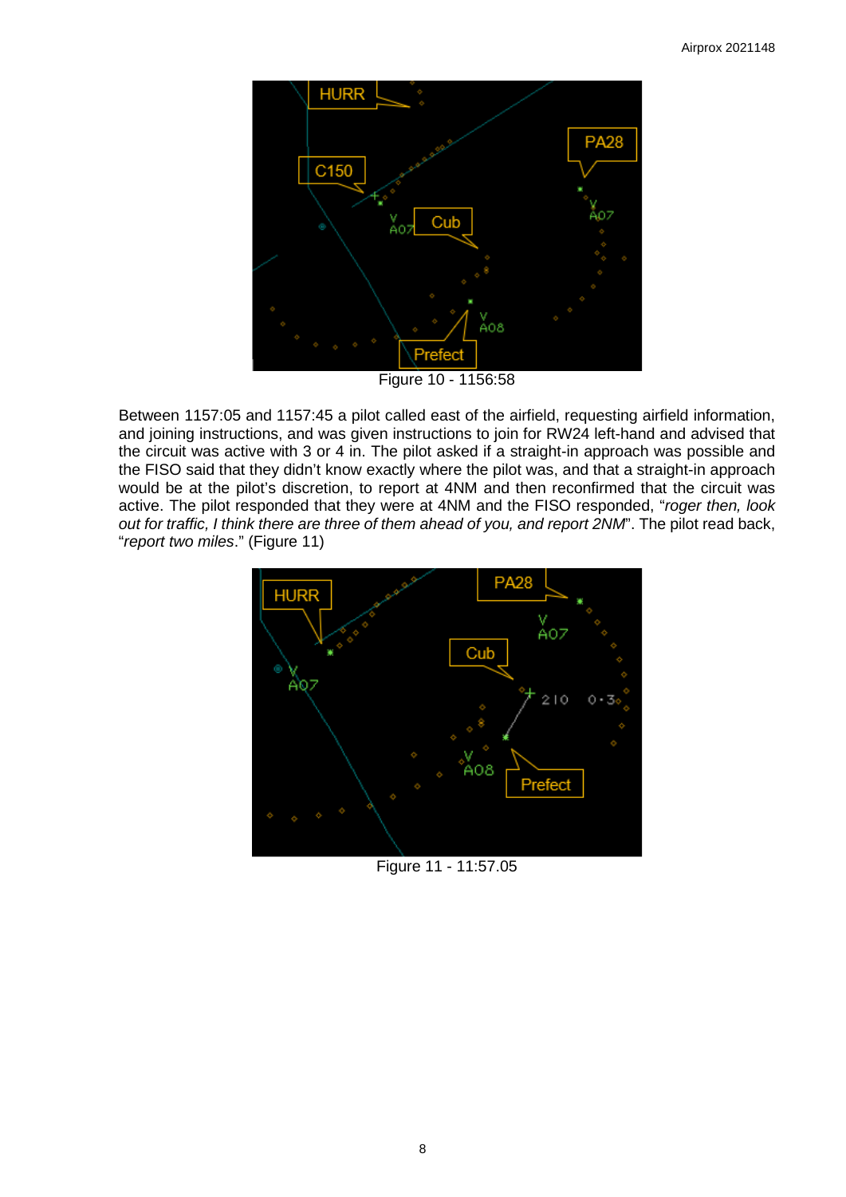Figure 10 - 1156:58

Between 1157:05 and 1157:45 a pilot called east of the airfield, requesting airfield information, and joining instructions, and was given instructions to join for RW24 left-hand and advised that the circuit was active with 3 or 4 in. The pilot asked if a straight-in approach was possible and the FISO said that they didn't know exactly where the pilot was, and that a straight-in approach would be at the pilot's discretion, to report at 4NM and then reconfirmed that the circuit was active. The pilot responded that they were at 4NM and the FISO responded, "*roger then, look out for traffic, I think there are three of them ahead of you, and report 2NM*". The pilot read back, "*report two miles*." (Figure 11)

Figure 11 - 11:57.05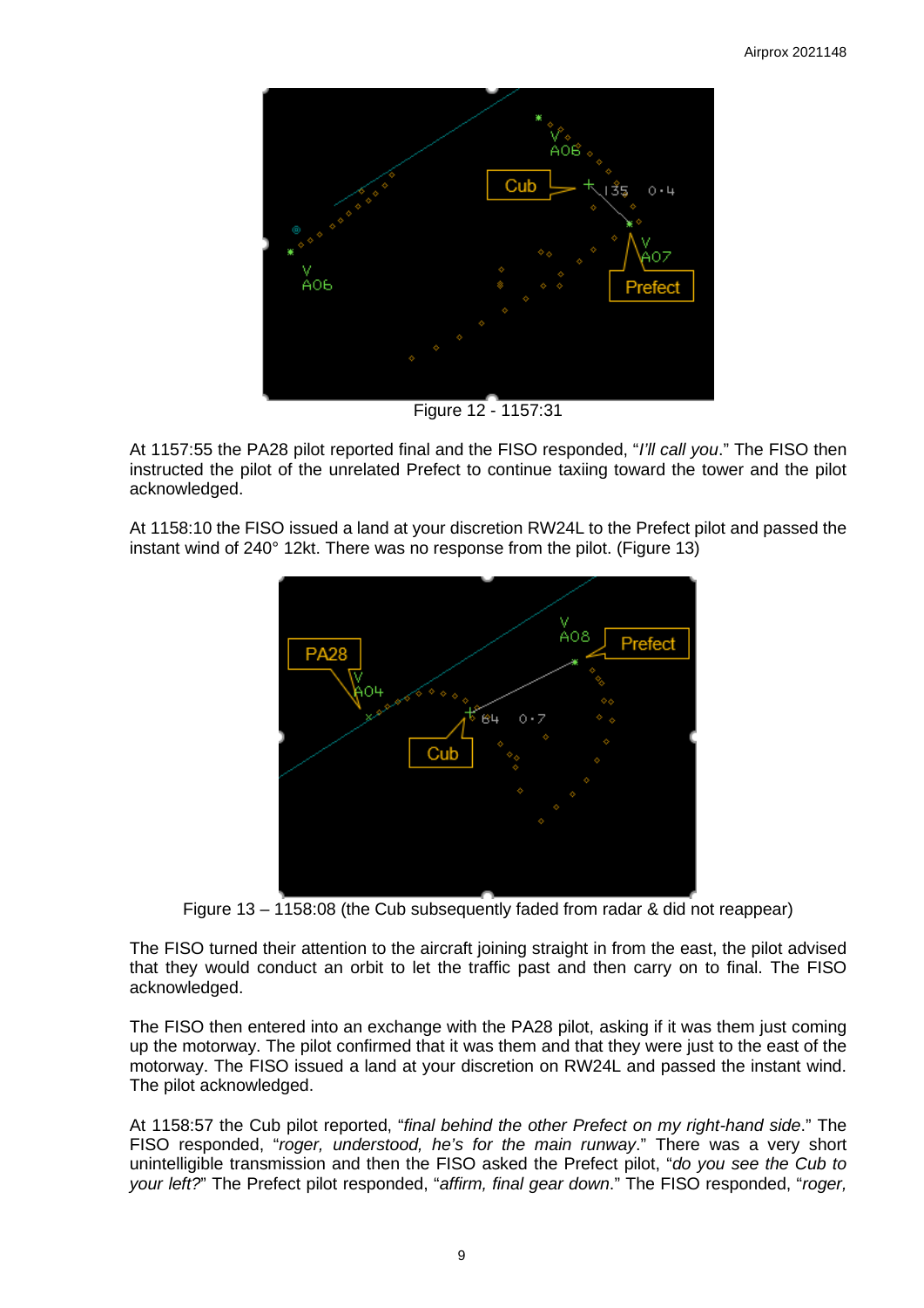Figure 12 - 1157:31

At 1157:55 the PA28 pilot reported final and the FISO responded, "*I'll call you*." The FISO then instructed the pilot of the unrelated Prefect to continue taxiing toward the tower and the pilot acknowledged.

At 1158:10 the FISO issued a land at your discretion RW24L to the Prefect pilot and passed the instant wind of 240° 12kt. There was no response from the pilot. (Figure 13)

Figure 13 – 1158:08 (the Cub subsequently faded from radar & did not reappear)

The FISO turned their attention to the aircraft joining straight in from the east, the pilot advised that they would conduct an orbit to let the traffic past and then carry on to final. The FISO acknowledged.

The FISO then entered into an exchange with the PA28 pilot, asking if it was them just coming up the motorway. The pilot confirmed that it was them and that they were just to the east of the motorway. The FISO issued a land at your discretion on RW24L and passed the instant wind. The pilot acknowledged.

At 1158:57 the Cub pilot reported, "*final behind the other Prefect on my right-hand side*." The FISO responded, "*roger, understood, he's for the main runway*." There was a very short unintelligible transmission and then the FISO asked the Prefect pilot, "*do you see the Cub to your left?*" The Prefect pilot responded, "*affirm, final gear down*." The FISO responded, "*roger,*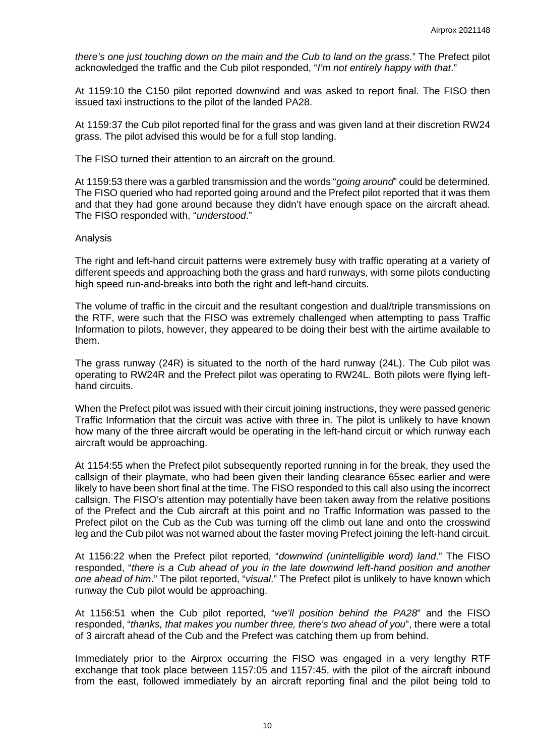*there's one just touching down on the main and the Cub to land on the grass*." The Prefect pilot acknowledged the traffic and the Cub pilot responded, "*I'm not entirely happy with that*."

At 1159:10 the C150 pilot reported downwind and was asked to report final. The FISO then issued taxi instructions to the pilot of the landed PA28.

At 1159:37 the Cub pilot reported final for the grass and was given land at their discretion RW24 grass. The pilot advised this would be for a full stop landing.

The FISO turned their attention to an aircraft on the ground.

At 1159:53 there was a garbled transmission and the words "*going around*" could be determined. The FISO queried who had reported going around and the Prefect pilot reported that it was them and that they had gone around because they didn't have enough space on the aircraft ahead. The FISO responded with, "*understood*."

Analysis

The right and left-hand circuit patterns were extremely busy with traffic operating at a variety of different speeds and approaching both the grass and hard runways, with some pilots conducting high speed run-and-breaks into both the right and left-hand circuits.

The volume of traffic in the circuit and the resultant congestion and dual/triple transmissions on the RTF, were such that the FISO was extremely challenged when attempting to pass Traffic Information to pilots, however, they appeared to be doing their best with the airtime available to them.

The grass runway (24R) is situated to the north of the hard runway (24L). The Cub pilot was operating to RW24R and the Prefect pilot was operating to RW24L. Both pilots were flying left-hand circuits.

When the Prefect pilot was issued with their circuit joining instructions, they were passed generic Traffic Information that the circuit was active with three in. The pilot is unlikely to have known how many of the three aircraft would be operating in the left-hand circuit or which runway each aircraft would be approaching.

At 1154:55 when the Prefect pilot subsequently reported running in for the break, they used the callsign of their playmate, who had been given their landing clearance 65sec earlier and were likely to have been short final at the time. The FISO responded to this call also using the incorrect callsign. The FISO's attention may potentially have been taken away from the relative positions of the Prefect and the Cub aircraft at this point and no Traffic Information was passed to the Prefect pilot on the Cub as the Cub was turning off the climb out lane and onto the crosswind leg and the Cub pilot was not warned about the faster moving Prefect joining the left-hand circuit.

At 1156:22 when the Prefect pilot reported, "*downwind (unintelligible word) land*." The FISO responded, "*there is a Cub ahead of you in the late downwind left-hand position and another one ahead of him*." The pilot reported, "*visual*." The Prefect pilot is unlikely to have known which runway the Cub pilot would be approaching.

At 1156:51 when the Cub pilot reported, "*we'll position behind the PA28*" and the FISO responded, "*thanks, that makes you number three, there's two ahead of you*", there were a total of 3 aircraft ahead of the Cub and the Prefect was catching them up from behind.

Immediately prior to the Airprox occurring the FISO was engaged in a very lengthy RTF exchange that took place between 1157:05 and 1157:45, with the pilot of the aircraft inbound from the east, followed immediately by an aircraft reporting final and the pilot being told to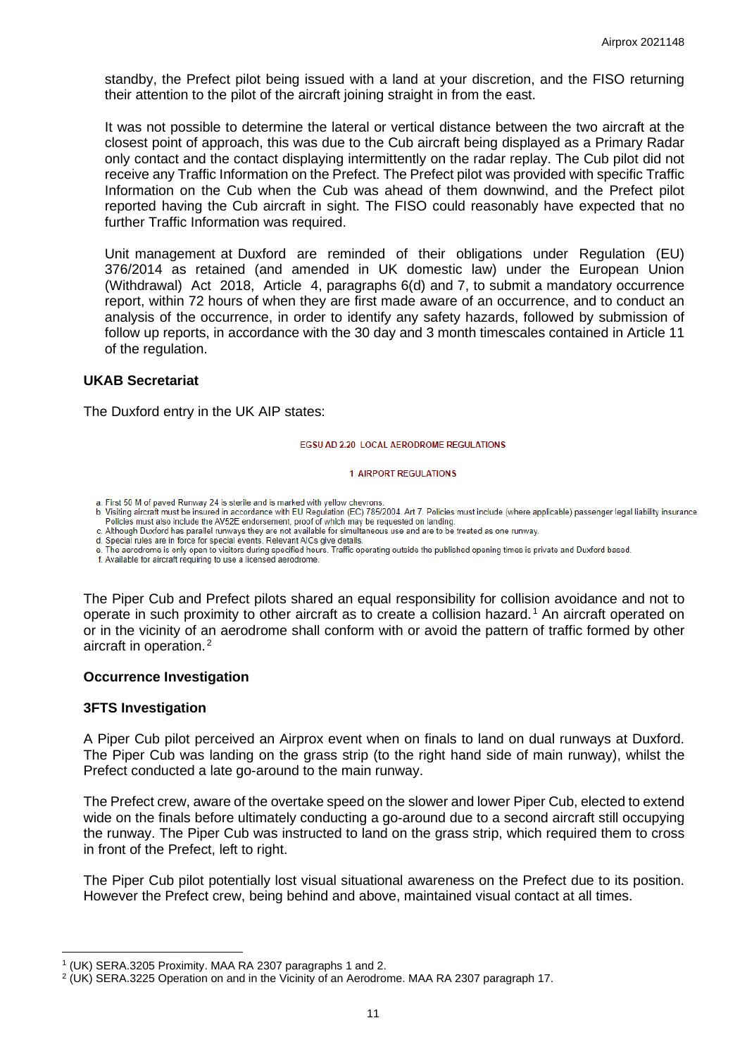standby, the Prefect pilot being issued with a land at your discretion, and the FISO returning their attention to the pilot of the aircraft joining straight in from the east.

It was not possible to determine the lateral or vertical distance between the two aircraft at the closest point of approach, this was due to the Cub aircraft being displayed as a Primary Radar only contact and the contact displaying intermittently on the radar replay. The Cub pilot did not receive any Traffic Information on the Prefect. The Prefect pilot was provided with specific Traffic Information on the Cub when the Cub was ahead of them downwind, and the Prefect pilot reported having the Cub aircraft in sight. The FISO could reasonably have expected that no further Traffic Information was required.

Unit management at Duxford are reminded of their obligations under Regulation (EU) 376/2014 as retained (and amended in UK domestic law) under the European Union (Withdrawal) Act 2018, Article 4, paragraphs 6(d) and 7, to submit a mandatory occurrence report, within 72 hours of when they are first made aware of an occurrence, and to conduct an analysis of the occurrence, in order to identify any safety hazards, followed by submission of follow up reports, in accordance with the 30 day and 3 month timescales contained in Article 11 of the regulation.

**UKAB Secretariat**

The Duxford entry in the UK AIP states:

EGSU AD 2.20 LOCAL AERODROME REGULATIONS

1 AIRPORT REGULATIONS

a. First 50 M of paved Runway 24 is sterile and is marked with yellow chevrons.
b. Visiting aircraft must be insured in accordance with EU Regulation (EC) 785/2004. Art 7. Policies must include (where applicable) passenger legal liability insurance. Policies must also include the AV52E endorsement, proof of which may be requested on landing.
c. Although Duxford has parallel runways they are not available for simultaneous use and are to be treated as one runway.
d. Special rules are in force for special events. Relevant AICs give details.
e. The aerodrome is only open to visitors during specified hours. Traffic operating outside the published opening times is private and Duxford based.
f. Available for aircraft requiring to use a licensed aerodrome.

The Piper Cub and Prefect pilots shared an equal responsibility for collision avoidance and not to operate in such proximity to other aircraft as to create a collision hazard.[1] An aircraft operated on or in the vicinity of an aerodrome shall conform with or avoid the pattern of traffic formed by other aircraft in operation.[2]

**Occurrence Investigation**

**3FTS Investigation**

A Piper Cub pilot perceived an Airprox event when on finals to land on dual runways at Duxford. The Piper Cub was landing on the grass strip (to the right hand side of main runway), whilst the Prefect conducted a late go-around to the main runway.

The Prefect crew, aware of the overtake speed on the slower and lower Piper Cub, elected to extend wide on the finals before ultimately conducting a go-around due to a second aircraft still occupying the runway. The Piper Cub was instructed to land on the grass strip, which required them to cross in front of the Prefect, left to right.

The Piper Cub pilot potentially lost visual situational awareness on the Prefect due to its position. However the Prefect crew, being behind and above, maintained visual contact at all times.

[1] (UK) SERA.3205 Proximity. MAA RA 2307 paragraphs 1 and 2.
[2] (UK) SERA.3225 Operation on and in the Vicinity of an Aerodrome. MAA RA 2307 paragraph 17.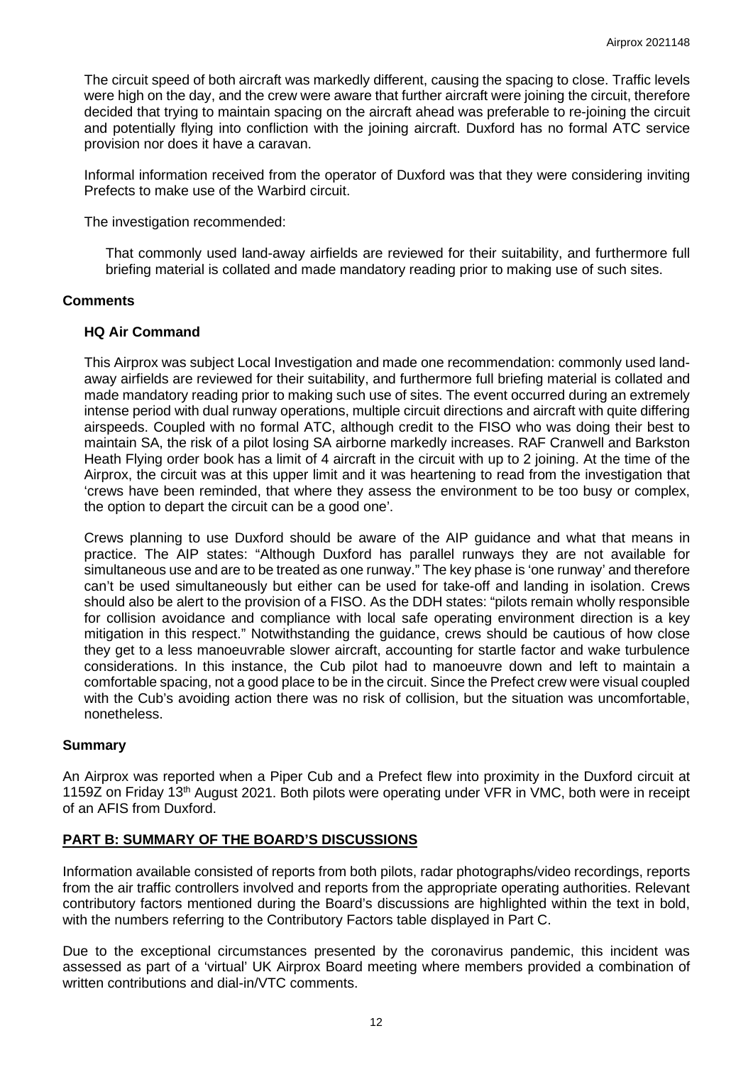The circuit speed of both aircraft was markedly different, causing the spacing to close. Traffic levels were high on the day, and the crew were aware that further aircraft were joining the circuit, therefore decided that trying to maintain spacing on the aircraft ahead was preferable to re-joining the circuit and potentially flying into confliction with the joining aircraft. Duxford has no formal ATC service provision nor does it have a caravan.

Informal information received from the operator of Duxford was that they were considering inviting Prefects to make use of the Warbird circuit.

The investigation recommended:

> That commonly used land-away airfields are reviewed for their suitability, and furthermore full briefing material is collated and made mandatory reading prior to making use of such sites.

## Comments

### HQ Air Command

This Airprox was subject Local Investigation and made one recommendation: commonly used land-away airfields are reviewed for their suitability, and furthermore full briefing material is collated and made mandatory reading prior to making such use of sites. The event occurred during an extremely intense period with dual runway operations, multiple circuit directions and aircraft with quite differing airspeeds. Coupled with no formal ATC, although credit to the FISO who was doing their best to maintain SA, the risk of a pilot losing SA airborne markedly increases. RAF Cranwell and Barkston Heath Flying order book has a limit of 4 aircraft in the circuit with up to 2 joining. At the time of the Airprox, the circuit was at this upper limit and it was heartening to read from the investigation that 'crews have been reminded, that where they assess the environment to be too busy or complex, the option to depart the circuit can be a good one'.

Crews planning to use Duxford should be aware of the AIP guidance and what that means in practice. The AIP states: "Although Duxford has parallel runways they are not available for simultaneous use and are to be treated as one runway." The key phase is 'one runway' and therefore can't be used simultaneously but either can be used for take-off and landing in isolation. Crews should also be alert to the provision of a FISO. As the DDH states: "pilots remain wholly responsible for collision avoidance and compliance with local safe operating environment direction is a key mitigation in this respect." Notwithstanding the guidance, crews should be cautious of how close they get to a less manoeuvrable slower aircraft, accounting for startle factor and wake turbulence considerations. In this instance, the Cub pilot had to manoeuvre down and left to maintain a comfortable spacing, not a good place to be in the circuit. Since the Prefect crew were visual coupled with the Cub's avoiding action there was no risk of collision, but the situation was uncomfortable, nonetheless.

## Summary

An Airprox was reported when a Piper Cub and a Prefect flew into proximity in the Duxford circuit at 1159Z on Friday 13th August 2021. Both pilots were operating under VFR in VMC, both were in receipt of an AFIS from Duxford.

## PART B: SUMMARY OF THE BOARD'S DISCUSSIONS

Information available consisted of reports from both pilots, radar photographs/video recordings, reports from the air traffic controllers involved and reports from the appropriate operating authorities. Relevant contributory factors mentioned during the Board's discussions are highlighted within the text in bold, with the numbers referring to the Contributory Factors table displayed in Part C.

Due to the exceptional circumstances presented by the coronavirus pandemic, this incident was assessed as part of a 'virtual' UK Airprox Board meeting where members provided a combination of written contributions and dial-in/VTC comments.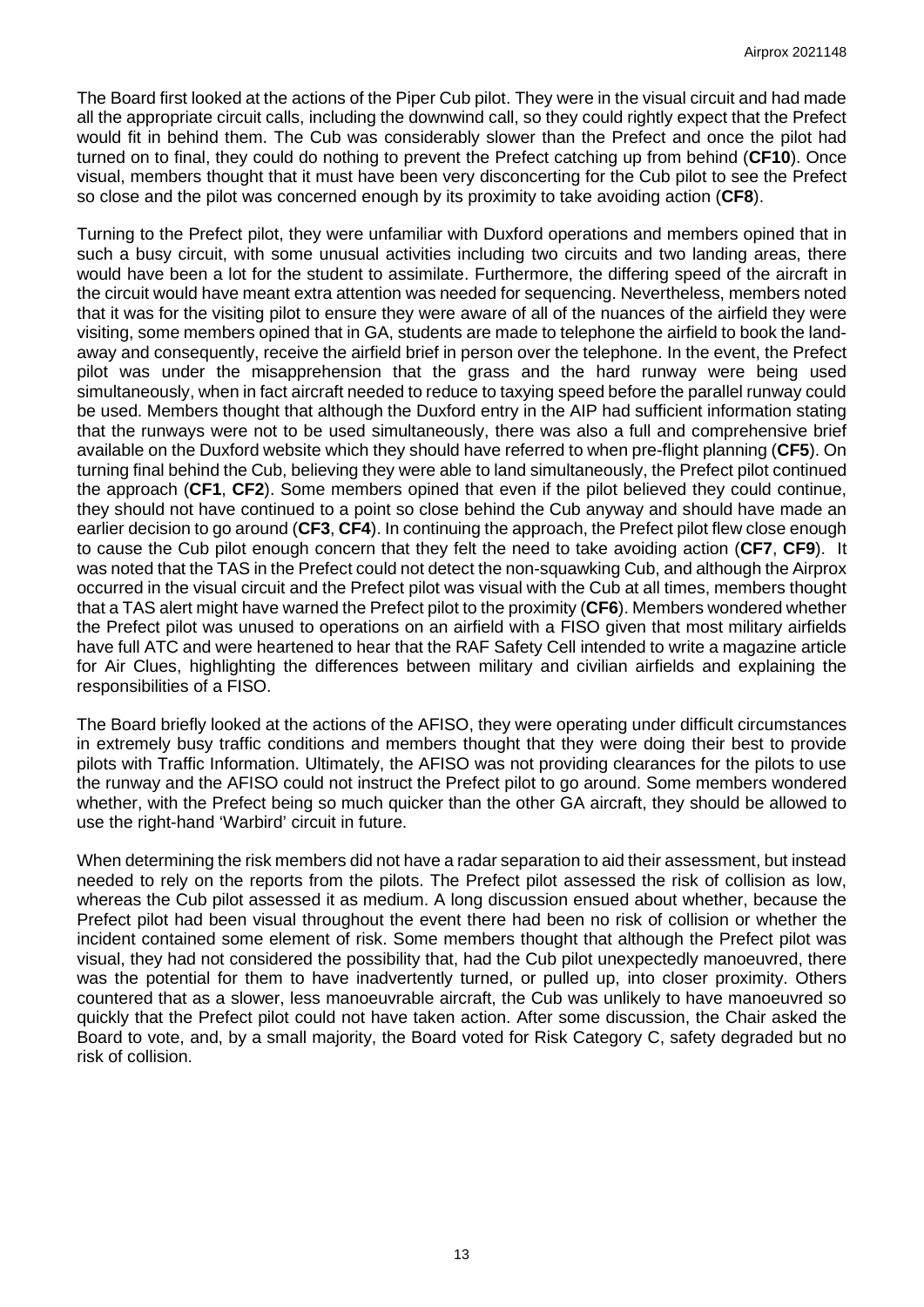The Board first looked at the actions of the Piper Cub pilot. They were in the visual circuit and had made all the appropriate circuit calls, including the downwind call, so they could rightly expect that the Prefect would fit in behind them. The Cub was considerably slower than the Prefect and once the pilot had turned on to final, they could do nothing to prevent the Prefect catching up from behind (**CF10**). Once visual, members thought that it must have been very disconcerting for the Cub pilot to see the Prefect so close and the pilot was concerned enough by its proximity to take avoiding action (**CF8**).

Turning to the Prefect pilot, they were unfamiliar with Duxford operations and members opined that in such a busy circuit, with some unusual activities including two circuits and two landing areas, there would have been a lot for the student to assimilate. Furthermore, the differing speed of the aircraft in the circuit would have meant extra attention was needed for sequencing. Nevertheless, members noted that it was for the visiting pilot to ensure they were aware of all of the nuances of the airfield they were visiting, some members opined that in GA, students are made to telephone the airfield to book the land-away and consequently, receive the airfield brief in person over the telephone. In the event, the Prefect pilot was under the misapprehension that the grass and the hard runway were being used simultaneously, when in fact aircraft needed to reduce to taxying speed before the parallel runway could be used. Members thought that although the Duxford entry in the AIP had sufficient information stating that the runways were not to be used simultaneously, there was also a full and comprehensive brief available on the Duxford website which they should have referred to when pre-flight planning (**CF5**). On turning final behind the Cub, believing they were able to land simultaneously, the Prefect pilot continued the approach (**CF1**, **CF2**). Some members opined that even if the pilot believed they could continue, they should not have continued to a point so close behind the Cub anyway and should have made an earlier decision to go around (**CF3**, **CF4**). In continuing the approach, the Prefect pilot flew close enough to cause the Cub pilot enough concern that they felt the need to take avoiding action (**CF7**, **CF9**). It was noted that the TAS in the Prefect could not detect the non-squawking Cub, and although the Airprox occurred in the visual circuit and the Prefect pilot was visual with the Cub at all times, members thought that a TAS alert might have warned the Prefect pilot to the proximity (**CF6**). Members wondered whether the Prefect pilot was unused to operations on an airfield with a FISO given that most military airfields have full ATC and were heartened to hear that the RAF Safety Cell intended to write a magazine article for Air Clues, highlighting the differences between military and civilian airfields and explaining the responsibilities of a FISO.

The Board briefly looked at the actions of the AFISO, they were operating under difficult circumstances in extremely busy traffic conditions and members thought that they were doing their best to provide pilots with Traffic Information. Ultimately, the AFISO was not providing clearances for the pilots to use the runway and the AFISO could not instruct the Prefect pilot to go around. Some members wondered whether, with the Prefect being so much quicker than the other GA aircraft, they should be allowed to use the right-hand 'Warbird' circuit in future.

When determining the risk members did not have a radar separation to aid their assessment, but instead needed to rely on the reports from the pilots. The Prefect pilot assessed the risk of collision as low, whereas the Cub pilot assessed it as medium. A long discussion ensued about whether, because the Prefect pilot had been visual throughout the event there had been no risk of collision or whether the incident contained some element of risk. Some members thought that although the Prefect pilot was visual, they had not considered the possibility that, had the Cub pilot unexpectedly manoeuvred, there was the potential for them to have inadvertently turned, or pulled up, into closer proximity. Others countered that as a slower, less manoeuvrable aircraft, the Cub was unlikely to have manoeuvred so quickly that the Prefect pilot could not have taken action. After some discussion, the Chair asked the Board to vote, and, by a small majority, the Board voted for Risk Category C, safety degraded but no risk of collision.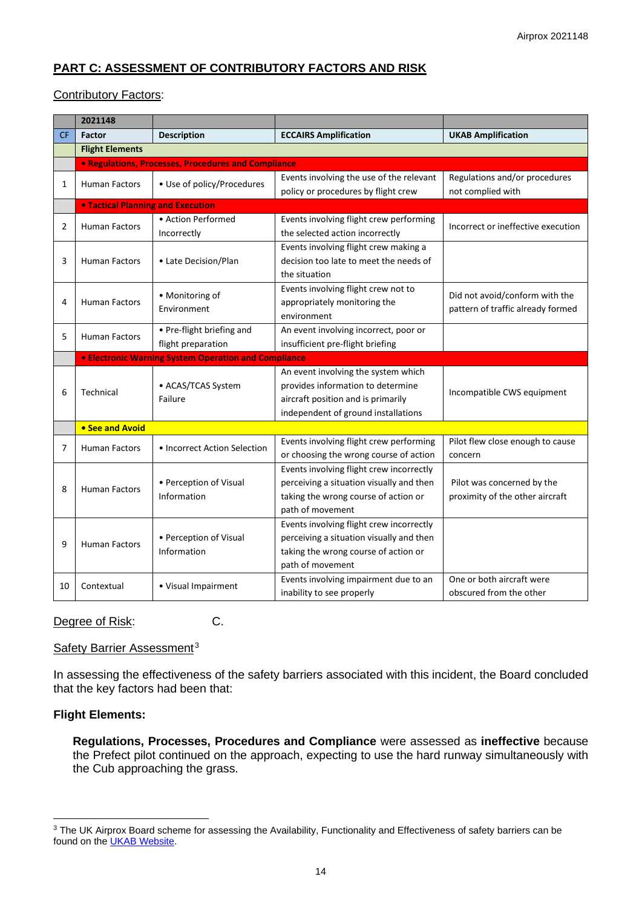## PART C: ASSESSMENT OF CONTRIBUTORY FACTORS AND RISK

Contributory Factors:

| | 2021148 | | | |
|---|---|---|---|---|
| CF | Factor | Description | ECCAIRS Amplification | UKAB Amplification |
| | **Flight Elements** | | | |
| | **• Regulations, Processes, Procedures and Compliance** | | | |
| 1 | Human Factors | • Use of policy/Procedures | Events involving the use of the relevant policy or procedures by flight crew | Regulations and/or procedures not complied with |
| | **• Tactical Planning and Execution** | | | |
| 2 | Human Factors | • Action Performed Incorrectly | Events involving flight crew performing the selected action incorrectly | Incorrect or ineffective execution |
| 3 | Human Factors | • Late Decision/Plan | Events involving flight crew making a decision too late to meet the needs of the situation | |
| 4 | Human Factors | • Monitoring of Environment | Events involving flight crew not to appropriately monitoring the environment | Did not avoid/conform with the pattern of traffic already formed |
| 5 | Human Factors | • Pre-flight briefing and flight preparation | An event involving incorrect, poor or insufficient pre-flight briefing | |
| | **• Electronic Warning System Operation and Compliance** | | | |
| 6 | Technical | • ACAS/TCAS System Failure | An event involving the system which provides information to determine aircraft position and is primarily independent of ground installations | Incompatible CWS equipment |
| | **• See and Avoid** | | | |
| 7 | Human Factors | • Incorrect Action Selection | Events involving flight crew performing or choosing the wrong course of action | Pilot flew close enough to cause concern |
| 8 | Human Factors | • Perception of Visual Information | Events involving flight crew incorrectly perceiving a situation visually and then taking the wrong course of action or path of movement | Pilot was concerned by the proximity of the other aircraft |
| 9 | Human Factors | • Perception of Visual Information | Events involving flight crew incorrectly perceiving a situation visually and then taking the wrong course of action or path of movement | |
| 10 | Contextual | • Visual Impairment | Events involving impairment due to an inability to see properly | One or both aircraft were obscured from the other |

Degree of Risk: C.

Safety Barrier Assessment[3]

In assessing the effectiveness of the safety barriers associated with this incident, the Board concluded that the key factors had been that:

**Flight Elements:**

**Regulations, Processes, Procedures and Compliance** were assessed as **ineffective** because the Prefect pilot continued on the approach, expecting to use the hard runway simultaneously with the Cub approaching the grass.

---

[3] The UK Airprox Board scheme for assessing the Availability, Functionality and Effectiveness of safety barriers can be found on the UKAB Website.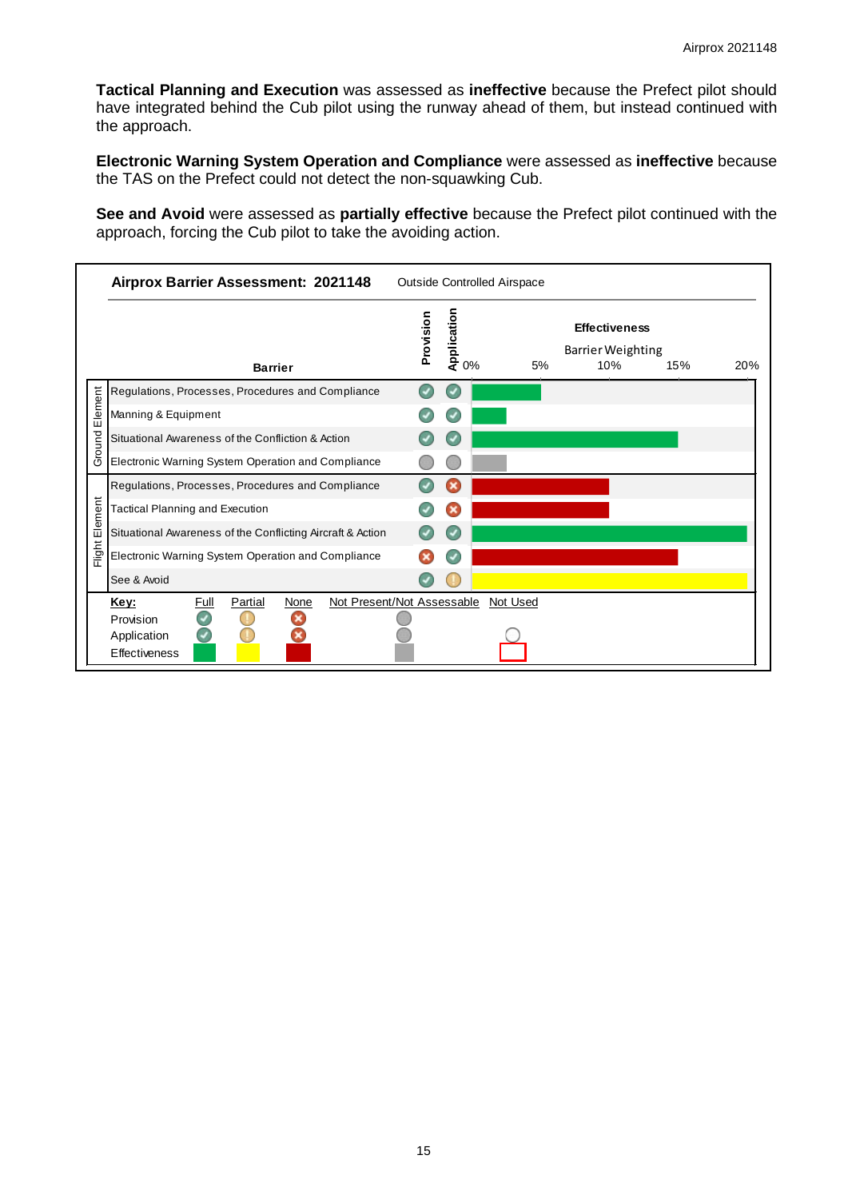**Tactical Planning and Execution** was assessed as **ineffective** because the Prefect pilot should have integrated behind the Cub pilot using the runway ahead of them, but instead continued with the approach.

**Electronic Warning System Operation and Compliance** were assessed as **ineffective** because the TAS on the Prefect could not detect the non-squawking Cub.

**See and Avoid** were assessed as **partially effective** because the Prefect pilot continued with the approach, forcing the Cub pilot to take the avoiding action.

**Airprox Barrier Assessment: 2021148** Outside Controlled Airspace

Barrier
Provision
Application
Effectiveness
Barrier Weighting
0%
5%
10%
15%
20%

Ground Element
Regulations, Processes, Procedures and Compliance
Manning & Equipment
Situational Awareness of the Confliction & Action
Electronic Warning System Operation and Compliance

Flight Element
Regulations, Processes, Procedures and Compliance
Tactical Planning and Execution
Situational Awareness of the Conflicting Aircraft & Action
Electronic Warning System Operation and Compliance
See & Avoid

**Key:** Full, Partial, None, Not Present/Not Assessable, Not Used
Provision
Application
Effectiveness